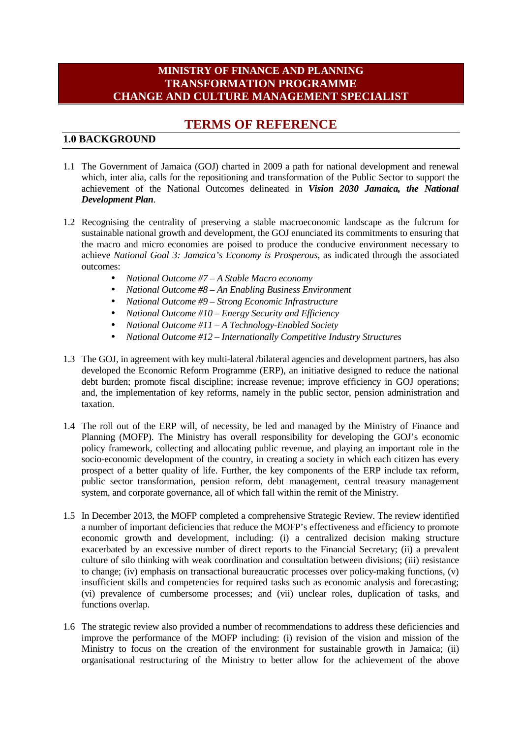# MINISTRY OF FINANCE AND PLANNING
# TRANSFORMATION PROGRAMME
# CHANGE AND CULTURE MANAGEMENT SPECIALIST

## TERMS OF REFERENCE

### 1.0 BACKGROUND

1.1 The Government of Jamaica (GOJ) charted in 2009 a path for national development and renewal which, inter alia, calls for the repositioning and transformation of the Public Sector to support the achievement of the National Outcomes delineated in ***Vision 2030 Jamaica, the National Development Plan***.

1.2 Recognising the centrality of preserving a stable macroeconomic landscape as the fulcrum for sustainable national growth and development, the GOJ enunciated its commitments to ensuring that the macro and micro economies are poised to produce the conducive environment necessary to achieve *National Goal 3: Jamaica's Economy is Prosperous*, as indicated through the associated outcomes:

- *National Outcome #7 – A Stable Macro economy*
- *National Outcome #8 – An Enabling Business Environment*
- *National Outcome #9 – Strong Economic Infrastructure*
- *National Outcome #10 – Energy Security and Efficiency*
- *National Outcome #11 – A Technology-Enabled Society*
- *National Outcome #12 – Internationally Competitive Industry Structures*

1.3 The GOJ, in agreement with key multi-lateral /bilateral agencies and development partners, has also developed the Economic Reform Programme (ERP), an initiative designed to reduce the national debt burden; promote fiscal discipline; increase revenue; improve efficiency in GOJ operations; and, the implementation of key reforms, namely in the public sector, pension administration and taxation.

1.4 The roll out of the ERP will, of necessity, be led and managed by the Ministry of Finance and Planning (MOFP). The Ministry has overall responsibility for developing the GOJ's economic policy framework, collecting and allocating public revenue, and playing an important role in the socio-economic development of the country, in creating a society in which each citizen has every prospect of a better quality of life. Further, the key components of the ERP include tax reform, public sector transformation, pension reform, debt management, central treasury management system, and corporate governance, all of which fall within the remit of the Ministry.

1.5 In December 2013, the MOFP completed a comprehensive Strategic Review. The review identified a number of important deficiencies that reduce the MOFP's effectiveness and efficiency to promote economic growth and development, including: (i) a centralized decision making structure exacerbated by an excessive number of direct reports to the Financial Secretary; (ii) a prevalent culture of silo thinking with weak coordination and consultation between divisions; (iii) resistance to change; (iv) emphasis on transactional bureaucratic processes over policy-making functions, (v) insufficient skills and competencies for required tasks such as economic analysis and forecasting; (vi) prevalence of cumbersome processes; and (vii) unclear roles, duplication of tasks, and functions overlap.

1.6 The strategic review also provided a number of recommendations to address these deficiencies and improve the performance of the MOFP including: (i) revision of the vision and mission of the Ministry to focus on the creation of the environment for sustainable growth in Jamaica; (ii) organisational restructuring of the Ministry to better allow for the achievement of the above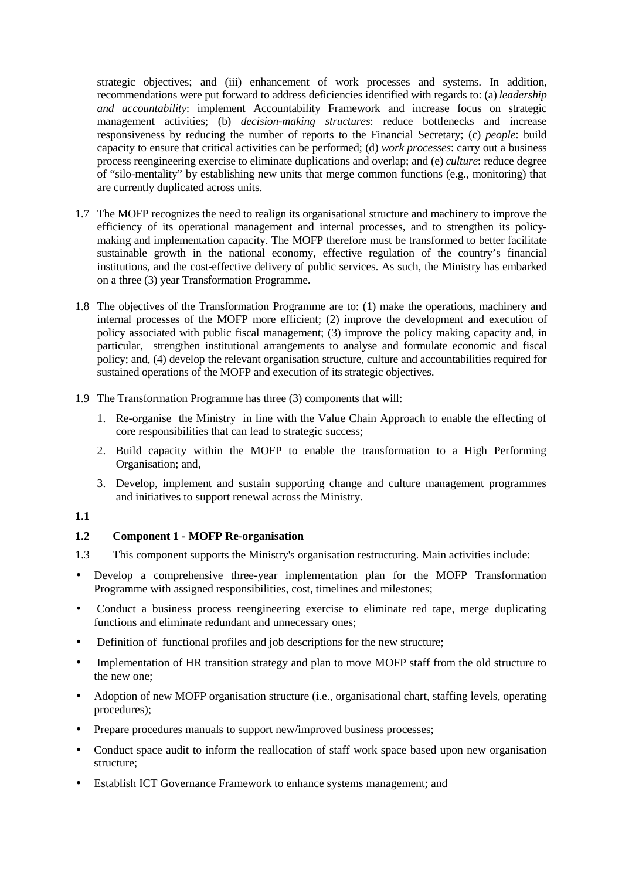strategic objectives; and (iii) enhancement of work processes and systems. In addition, recommendations were put forward to address deficiencies identified with regards to: (a) *leadership and accountability*: implement Accountability Framework and increase focus on strategic management activities; (b) *decision-making structures*: reduce bottlenecks and increase responsiveness by reducing the number of reports to the Financial Secretary; (c) *people*: build capacity to ensure that critical activities can be performed; (d) *work processes*: carry out a business process reengineering exercise to eliminate duplications and overlap; and (e) *culture*: reduce degree of "silo-mentality" by establishing new units that merge common functions (e.g., monitoring) that are currently duplicated across units.

1.7 The MOFP recognizes the need to realign its organisational structure and machinery to improve the efficiency of its operational management and internal processes, and to strengthen its policy-making and implementation capacity. The MOFP therefore must be transformed to better facilitate sustainable growth in the national economy, effective regulation of the country's financial institutions, and the cost-effective delivery of public services. As such, the Ministry has embarked on a three (3) year Transformation Programme.

1.8 The objectives of the Transformation Programme are to: (1) make the operations, machinery and internal processes of the MOFP more efficient; (2) improve the development and execution of policy associated with public fiscal management; (3) improve the policy making capacity and, in particular, strengthen institutional arrangements to analyse and formulate economic and fiscal policy; and, (4) develop the relevant organisation structure, culture and accountabilities required for sustained operations of the MOFP and execution of its strategic objectives.

1.9 The Transformation Programme has three (3) components that will:

1. Re-organise the Ministry in line with the Value Chain Approach to enable the effecting of core responsibilities that can lead to strategic success;
2. Build capacity within the MOFP to enable the transformation to a High Performing Organisation; and,
3. Develop, implement and sustain supporting change and culture management programmes and initiatives to support renewal across the Ministry.

**1.1**

**1.2 Component 1 - MOFP Re-organisation**

1.3 This component supports the Ministry's organisation restructuring. Main activities include:

- Develop a comprehensive three-year implementation plan for the MOFP Transformation Programme with assigned responsibilities, cost, timelines and milestones;
- Conduct a business process reengineering exercise to eliminate red tape, merge duplicating functions and eliminate redundant and unnecessary ones;
- Definition of functional profiles and job descriptions for the new structure;
- Implementation of HR transition strategy and plan to move MOFP staff from the old structure to the new one;
- Adoption of new MOFP organisation structure (i.e., organisational chart, staffing levels, operating procedures);
- Prepare procedures manuals to support new/improved business processes;
- Conduct space audit to inform the reallocation of staff work space based upon new organisation structure;
- Establish ICT Governance Framework to enhance systems management; and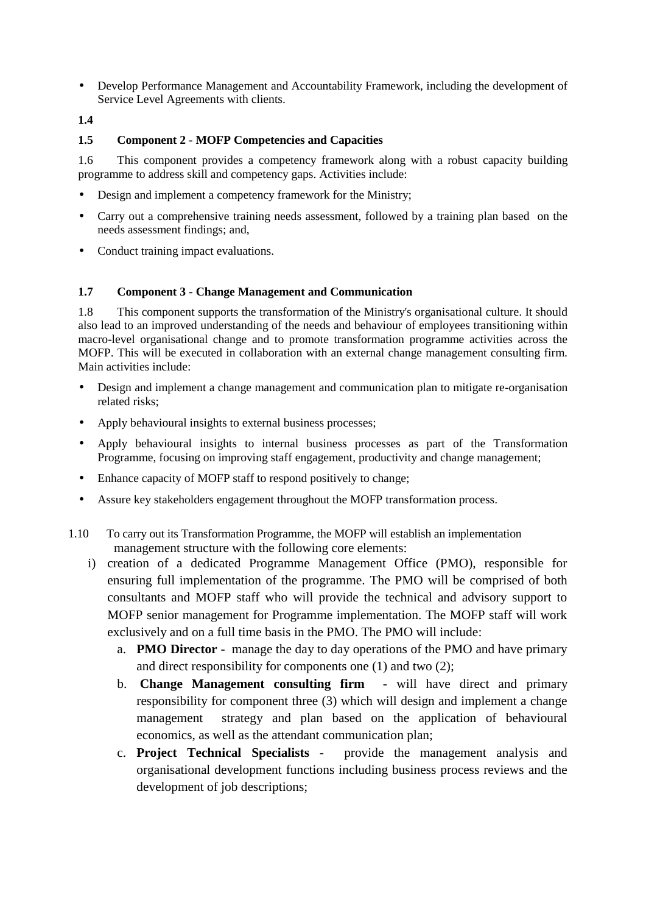- Develop Performance Management and Accountability Framework, including the development of Service Level Agreements with clients.

**1.4**

**1.5 Component 2 - MOFP Competencies and Capacities**

1.6 This component provides a competency framework along with a robust capacity building programme to address skill and competency gaps. Activities include:

- Design and implement a competency framework for the Ministry;
- Carry out a comprehensive training needs assessment, followed by a training plan based on the needs assessment findings; and,
- Conduct training impact evaluations.

**1.7 Component 3 - Change Management and Communication**

1.8 This component supports the transformation of the Ministry's organisational culture. It should also lead to an improved understanding of the needs and behaviour of employees transitioning within macro-level organisational change and to promote transformation programme activities across the MOFP. This will be executed in collaboration with an external change management consulting firm. Main activities include:

- Design and implement a change management and communication plan to mitigate re-organisation related risks;
- Apply behavioural insights to external business processes;
- Apply behavioural insights to internal business processes as part of the Transformation Programme, focusing on improving staff engagement, productivity and change management;
- Enhance capacity of MOFP staff to respond positively to change;
- Assure key stakeholders engagement throughout the MOFP transformation process.

1.10 To carry out its Transformation Programme, the MOFP will establish an implementation management structure with the following core elements:

i) creation of a dedicated Programme Management Office (PMO), responsible for ensuring full implementation of the programme. The PMO will be comprised of both consultants and MOFP staff who will provide the technical and advisory support to MOFP senior management for Programme implementation. The MOFP staff will work exclusively and on a full time basis in the PMO. The PMO will include:
   a. **PMO Director** - manage the day to day operations of the PMO and have primary and direct responsibility for components one (1) and two (2);
   b. **Change Management consulting firm** - will have direct and primary responsibility for component three (3) which will design and implement a change management strategy and plan based on the application of behavioural economics, as well as the attendant communication plan;
   c. **Project Technical Specialists** - provide the management analysis and organisational development functions including business process reviews and the development of job descriptions;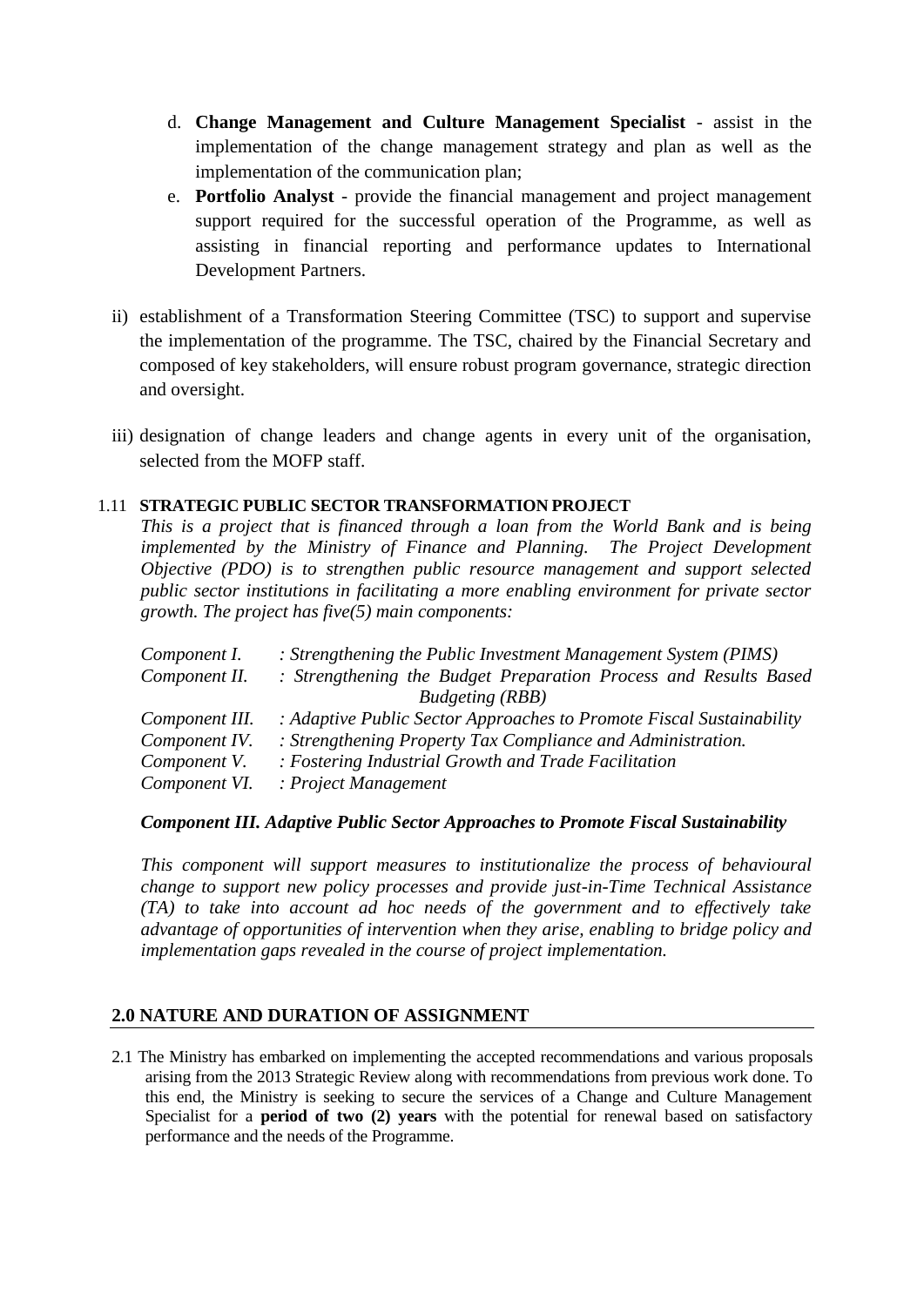d. **Change Management and Culture Management Specialist** - assist in the implementation of the change management strategy and plan as well as the implementation of the communication plan;

e. **Portfolio Analyst** - provide the financial management and project management support required for the successful operation of the Programme, as well as assisting in financial reporting and performance updates to International Development Partners.

ii) establishment of a Transformation Steering Committee (TSC) to support and supervise the implementation of the programme. The TSC, chaired by the Financial Secretary and composed of key stakeholders, will ensure robust program governance, strategic direction and oversight.

iii) designation of change leaders and change agents in every unit of the organisation, selected from the MOFP staff.

### 1.11 STRATEGIC PUBLIC SECTOR TRANSFORMATION PROJECT

*This is a project that is financed through a loan from the World Bank and is being implemented by the Ministry of Finance and Planning. The Project Development Objective (PDO) is to strengthen public resource management and support selected public sector institutions in facilitating a more enabling environment for private sector growth. The project has five(5) main components:*

| | |
|---|---|
| *Component I.* | *: Strengthening the Public Investment Management System (PIMS)* |
| *Component II.* | *: Strengthening the Budget Preparation Process and Results Based Budgeting (RBB)* |
| *Component III.* | *: Adaptive Public Sector Approaches to Promote Fiscal Sustainability* |
| *Component IV.* | *: Strengthening Property Tax Compliance and Administration.* |
| *Component V.* | *: Fostering Industrial Growth and Trade Facilitation* |
| *Component VI.* | *: Project Management* |

***Component III. Adaptive Public Sector Approaches to Promote Fiscal Sustainability***

*This component will support measures to institutionalize the process of behavioural change to support new policy processes and provide just-in-Time Technical Assistance (TA) to take into account ad hoc needs of the government and to effectively take advantage of opportunities of intervention when they arise, enabling to bridge policy and implementation gaps revealed in the course of project implementation.*

## 2.0 NATURE AND DURATION OF ASSIGNMENT

2.1 The Ministry has embarked on implementing the accepted recommendations and various proposals arising from the 2013 Strategic Review along with recommendations from previous work done. To this end, the Ministry is seeking to secure the services of a Change and Culture Management Specialist for a **period of two (2) years** with the potential for renewal based on satisfactory performance and the needs of the Programme.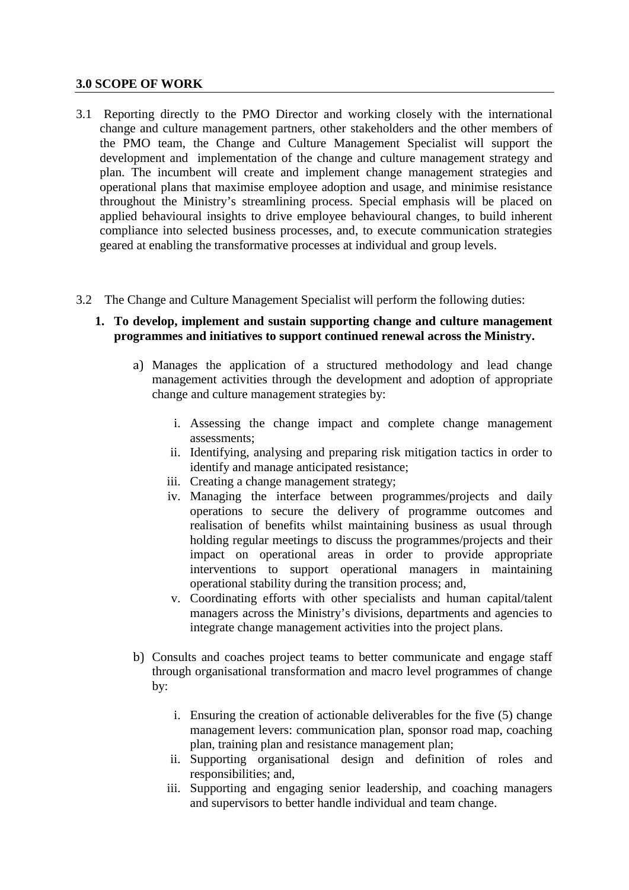## 3.0 SCOPE OF WORK

3.1 Reporting directly to the PMO Director and working closely with the international change and culture management partners, other stakeholders and the other members of the PMO team, the Change and Culture Management Specialist will support the development and implementation of the change and culture management strategy and plan. The incumbent will create and implement change management strategies and operational plans that maximise employee adoption and usage, and minimise resistance throughout the Ministry's streamlining process. Special emphasis will be placed on applied behavioural insights to drive employee behavioural changes, to build inherent compliance into selected business processes, and, to execute communication strategies geared at enabling the transformative processes at individual and group levels.

3.2 The Change and Culture Management Specialist will perform the following duties:

1. **To develop, implement and sustain supporting change and culture management programmes and initiatives to support continued renewal across the Ministry.**

   a) Manages the application of a structured methodology and lead change management activities through the development and adoption of appropriate change and culture management strategies by:

      i. Assessing the change impact and complete change management assessments;
      ii. Identifying, analysing and preparing risk mitigation tactics in order to identify and manage anticipated resistance;
      iii. Creating a change management strategy;
      iv. Managing the interface between programmes/projects and daily operations to secure the delivery of programme outcomes and realisation of benefits whilst maintaining business as usual through holding regular meetings to discuss the programmes/projects and their impact on operational areas in order to provide appropriate interventions to support operational managers in maintaining operational stability during the transition process; and,
      v. Coordinating efforts with other specialists and human capital/talent managers across the Ministry's divisions, departments and agencies to integrate change management activities into the project plans.

   b) Consults and coaches project teams to better communicate and engage staff through organisational transformation and macro level programmes of change by:

      i. Ensuring the creation of actionable deliverables for the five (5) change management levers: communication plan, sponsor road map, coaching plan, training plan and resistance management plan;
      ii. Supporting organisational design and definition of roles and responsibilities; and,
      iii. Supporting and engaging senior leadership, and coaching managers and supervisors to better handle individual and team change.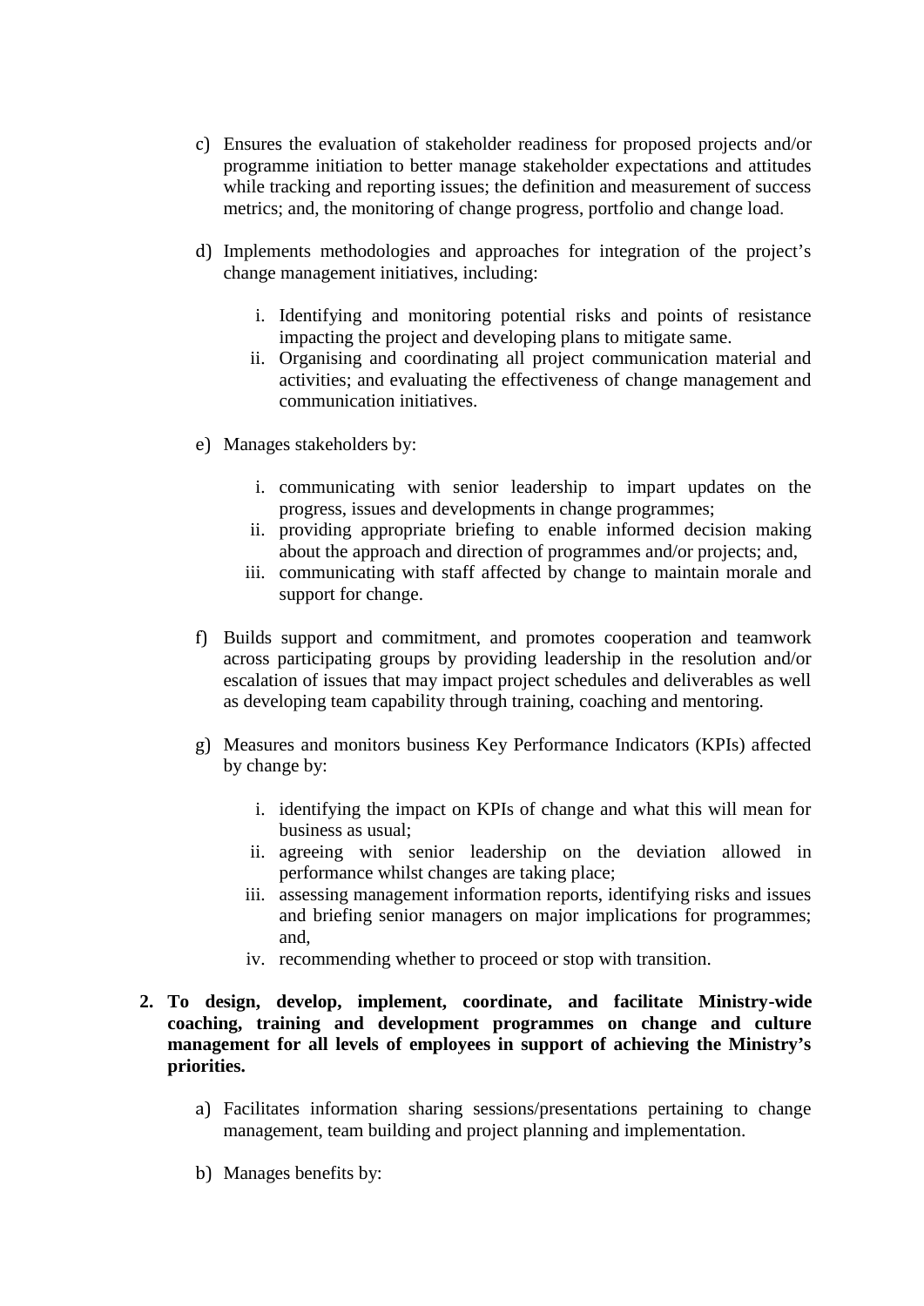c) Ensures the evaluation of stakeholder readiness for proposed projects and/or programme initiation to better manage stakeholder expectations and attitudes while tracking and reporting issues; the definition and measurement of success metrics; and, the monitoring of change progress, portfolio and change load.

d) Implements methodologies and approaches for integration of the project's change management initiatives, including:

    i. Identifying and monitoring potential risks and points of resistance impacting the project and developing plans to mitigate same.
    ii. Organising and coordinating all project communication material and activities; and evaluating the effectiveness of change management and communication initiatives.

e) Manages stakeholders by:

    i. communicating with senior leadership to impart updates on the progress, issues and developments in change programmes;
    ii. providing appropriate briefing to enable informed decision making about the approach and direction of programmes and/or projects; and,
    iii. communicating with staff affected by change to maintain morale and support for change.

f) Builds support and commitment, and promotes cooperation and teamwork across participating groups by providing leadership in the resolution and/or escalation of issues that may impact project schedules and deliverables as well as developing team capability through training, coaching and mentoring.

g) Measures and monitors business Key Performance Indicators (KPIs) affected by change by:

    i. identifying the impact on KPIs of change and what this will mean for business as usual;
    ii. agreeing with senior leadership on the deviation allowed in performance whilst changes are taking place;
    iii. assessing management information reports, identifying risks and issues and briefing senior managers on major implications for programmes; and,
    iv. recommending whether to proceed or stop with transition.

**2. To design, develop, implement, coordinate, and facilitate Ministry-wide coaching, training and development programmes on change and culture management for all levels of employees in support of achieving the Ministry's priorities.**

a) Facilitates information sharing sessions/presentations pertaining to change management, team building and project planning and implementation.

b) Manages benefits by: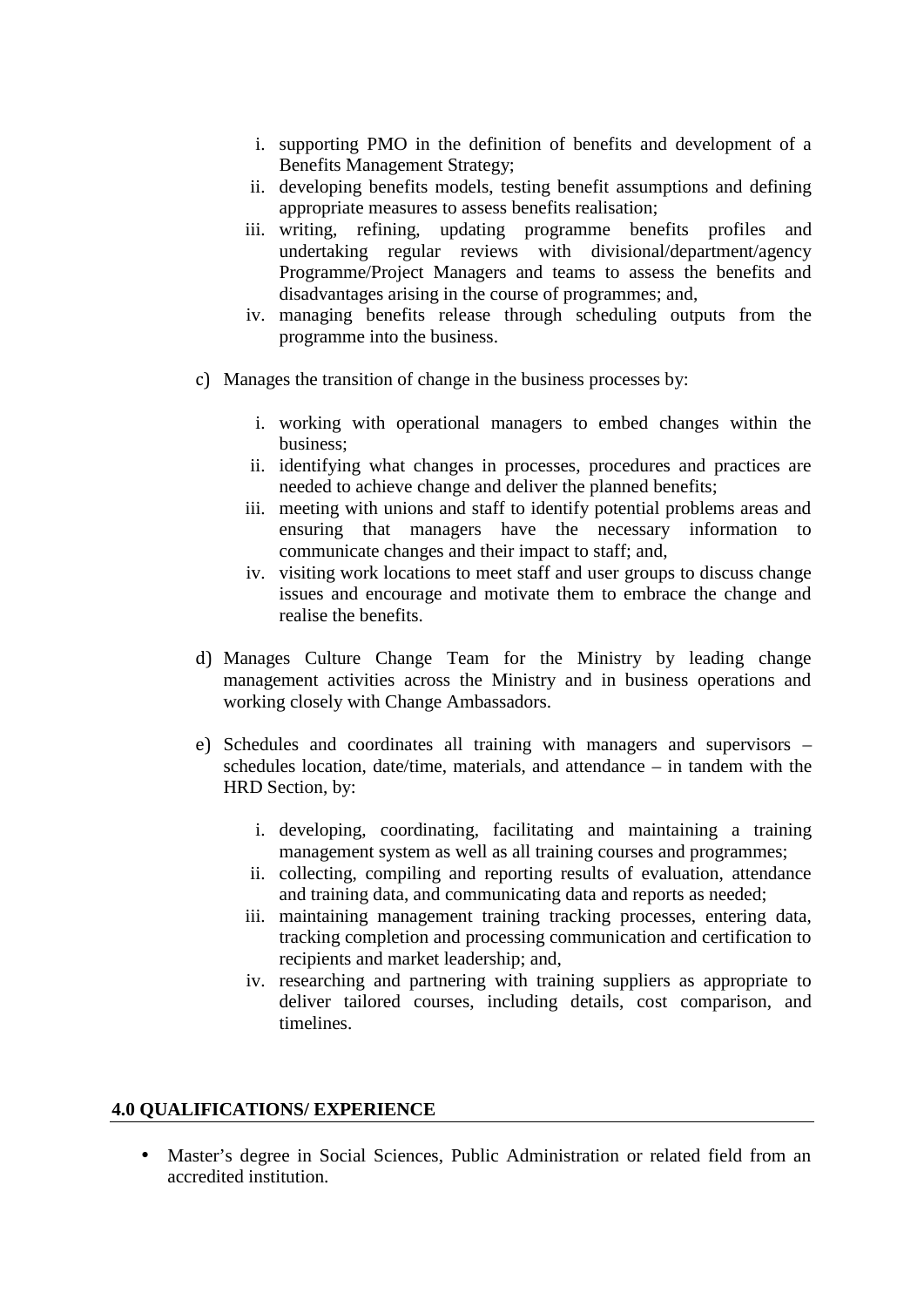i. supporting PMO in the definition of benefits and development of a Benefits Management Strategy;
ii. developing benefits models, testing benefit assumptions and defining appropriate measures to assess benefits realisation;
iii. writing, refining, updating programme benefits profiles and undertaking regular reviews with divisional/department/agency Programme/Project Managers and teams to assess the benefits and disadvantages arising in the course of programmes; and,
iv. managing benefits release through scheduling outputs from the programme into the business.

c) Manages the transition of change in the business processes by:

i. working with operational managers to embed changes within the business;
ii. identifying what changes in processes, procedures and practices are needed to achieve change and deliver the planned benefits;
iii. meeting with unions and staff to identify potential problems areas and ensuring that managers have the necessary information to communicate changes and their impact to staff; and,
iv. visiting work locations to meet staff and user groups to discuss change issues and encourage and motivate them to embrace the change and realise the benefits.

d) Manages Culture Change Team for the Ministry by leading change management activities across the Ministry and in business operations and working closely with Change Ambassadors.

e) Schedules and coordinates all training with managers and supervisors – schedules location, date/time, materials, and attendance – in tandem with the HRD Section, by:

i. developing, coordinating, facilitating and maintaining a training management system as well as all training courses and programmes;
ii. collecting, compiling and reporting results of evaluation, attendance and training data, and communicating data and reports as needed;
iii. maintaining management training tracking processes, entering data, tracking completion and processing communication and certification to recipients and market leadership; and,
iv. researching and partnering with training suppliers as appropriate to deliver tailored courses, including details, cost comparison, and timelines.

## 4.0 QUALIFICATIONS/ EXPERIENCE

- Master's degree in Social Sciences, Public Administration or related field from an accredited institution.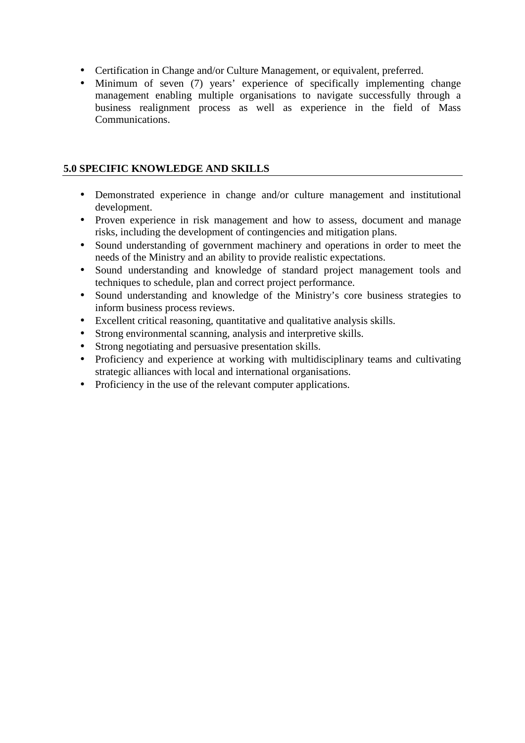- Certification in Change and/or Culture Management, or equivalent, preferred.
- Minimum of seven (7) years' experience of specifically implementing change management enabling multiple organisations to navigate successfully through a business realignment process as well as experience in the field of Mass Communications.

## 5.0 SPECIFIC KNOWLEDGE AND SKILLS

- Demonstrated experience in change and/or culture management and institutional development.
- Proven experience in risk management and how to assess, document and manage risks, including the development of contingencies and mitigation plans.
- Sound understanding of government machinery and operations in order to meet the needs of the Ministry and an ability to provide realistic expectations.
- Sound understanding and knowledge of standard project management tools and techniques to schedule, plan and correct project performance.
- Sound understanding and knowledge of the Ministry's core business strategies to inform business process reviews.
- Excellent critical reasoning, quantitative and qualitative analysis skills.
- Strong environmental scanning, analysis and interpretive skills.
- Strong negotiating and persuasive presentation skills.
- Proficiency and experience at working with multidisciplinary teams and cultivating strategic alliances with local and international organisations.
- Proficiency in the use of the relevant computer applications.